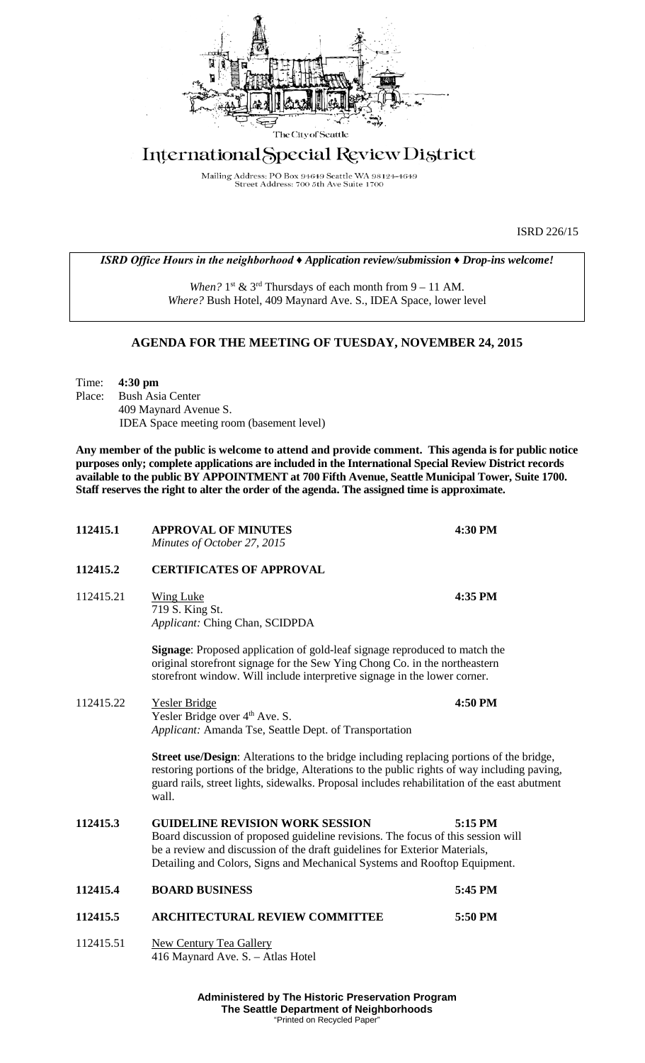The City of Seattle

# International Special Review District

Mailing Address: PO Box 94649 Seattle WA 98124-4649
Street Address: 700 5th Ave Suite 1700

ISRD 226/15

***ISRD Office Hours in the neighborhood ♦ Application review/submission ♦ Drop-ins welcome!***

*When?* 1st & 3rd Thursdays of each month from 9 – 11 AM.
*Where?* Bush Hotel, 409 Maynard Ave. S., IDEA Space, lower level

## AGENDA FOR THE MEETING OF TUESDAY, NOVEMBER 24, 2015

Time: **4:30 pm**
Place: Bush Asia Center
409 Maynard Avenue S.
IDEA Space meeting room (basement level)

**Any member of the public is welcome to attend and provide comment. This agenda is for public notice purposes only; complete applications are included in the International Special Review District records available to the public BY APPOINTMENT at 700 Fifth Avenue, Seattle Municipal Tower, Suite 1700. Staff reserves the right to alter the order of the agenda. The assigned time is approximate.**

**112415.1 APPROVAL OF MINUTES** **4:30 PM**
*Minutes of October 27, 2015*

**112415.2 CERTIFICATES OF APPROVAL**

112415.21 Wing Luke **4:35 PM**
719 S. King St.
*Applicant:* Ching Chan, SCIDPDA

**Signage**: Proposed application of gold-leaf signage reproduced to match the original storefront signage for the Sew Ying Chong Co. in the northeastern storefront window. Will include interpretive signage in the lower corner.

112415.22 Yesler Bridge **4:50 PM**
Yesler Bridge over 4th Ave. S.
*Applicant:* Amanda Tse, Seattle Dept. of Transportation

**Street use/Design**: Alterations to the bridge including replacing portions of the bridge, restoring portions of the bridge, Alterations to the public rights of way including paving, guard rails, street lights, sidewalks. Proposal includes rehabilitation of the east abutment wall.

**112415.3 GUIDELINE REVISION WORK SESSION** **5:15 PM**
Board discussion of proposed guideline revisions. The focus of this session will be a review and discussion of the draft guidelines for Exterior Materials, Detailing and Colors, Signs and Mechanical Systems and Rooftop Equipment.

**112415.4 BOARD BUSINESS** **5:45 PM**

**112415.5 ARCHITECTURAL REVIEW COMMITTEE** **5:50 PM**

112415.51 New Century Tea Gallery
416 Maynard Ave. S. – Atlas Hotel

**Administered by The Historic Preservation Program**
**The Seattle Department of Neighborhoods**
"Printed on Recycled Paper"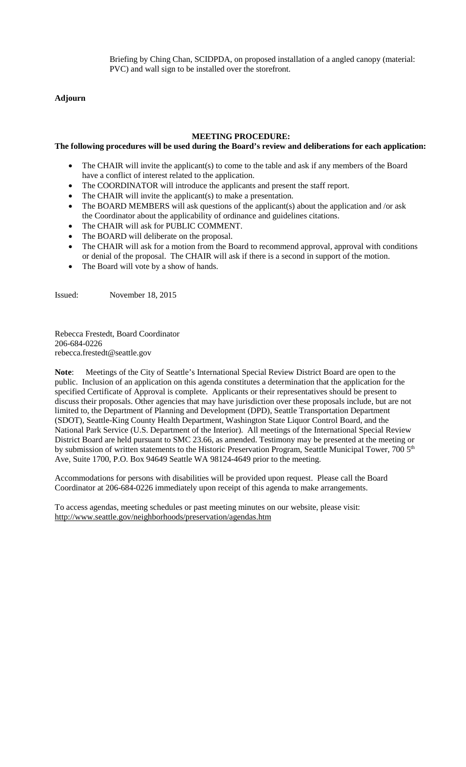Briefing by Ching Chan, SCIDPDA, on proposed installation of a angled canopy (material: PVC) and wall sign to be installed over the storefront.

**Adjourn**

**MEETING PROCEDURE:**

**The following procedures will be used during the Board's review and deliberations for each application:**

- The CHAIR will invite the applicant(s) to come to the table and ask if any members of the Board have a conflict of interest related to the application.
- The COORDINATOR will introduce the applicants and present the staff report.
- The CHAIR will invite the applicant(s) to make a presentation.
- The BOARD MEMBERS will ask questions of the applicant(s) about the application and /or ask the Coordinator about the applicability of ordinance and guidelines citations.
- The CHAIR will ask for PUBLIC COMMENT.
- The BOARD will deliberate on the proposal.
- The CHAIR will ask for a motion from the Board to recommend approval, approval with conditions or denial of the proposal. The CHAIR will ask if there is a second in support of the motion.
- The Board will vote by a show of hands.

Issued: November 18, 2015

Rebecca Frestedt, Board Coordinator
206-684-0226
rebecca.frestedt@seattle.gov

**Note**: Meetings of the City of Seattle's International Special Review District Board are open to the public. Inclusion of an application on this agenda constitutes a determination that the application for the specified Certificate of Approval is complete. Applicants or their representatives should be present to discuss their proposals. Other agencies that may have jurisdiction over these proposals include, but are not limited to, the Department of Planning and Development (DPD), Seattle Transportation Department (SDOT), Seattle-King County Health Department, Washington State Liquor Control Board, and the National Park Service (U.S. Department of the Interior). All meetings of the International Special Review District Board are held pursuant to SMC 23.66, as amended. Testimony may be presented at the meeting or by submission of written statements to the Historic Preservation Program, Seattle Municipal Tower, 700 5th Ave, Suite 1700, P.O. Box 94649 Seattle WA 98124-4649 prior to the meeting.

Accommodations for persons with disabilities will be provided upon request. Please call the Board Coordinator at 206-684-0226 immediately upon receipt of this agenda to make arrangements.

To access agendas, meeting schedules or past meeting minutes on our website, please visit:
http://www.seattle.gov/neighborhoods/preservation/agendas.htm